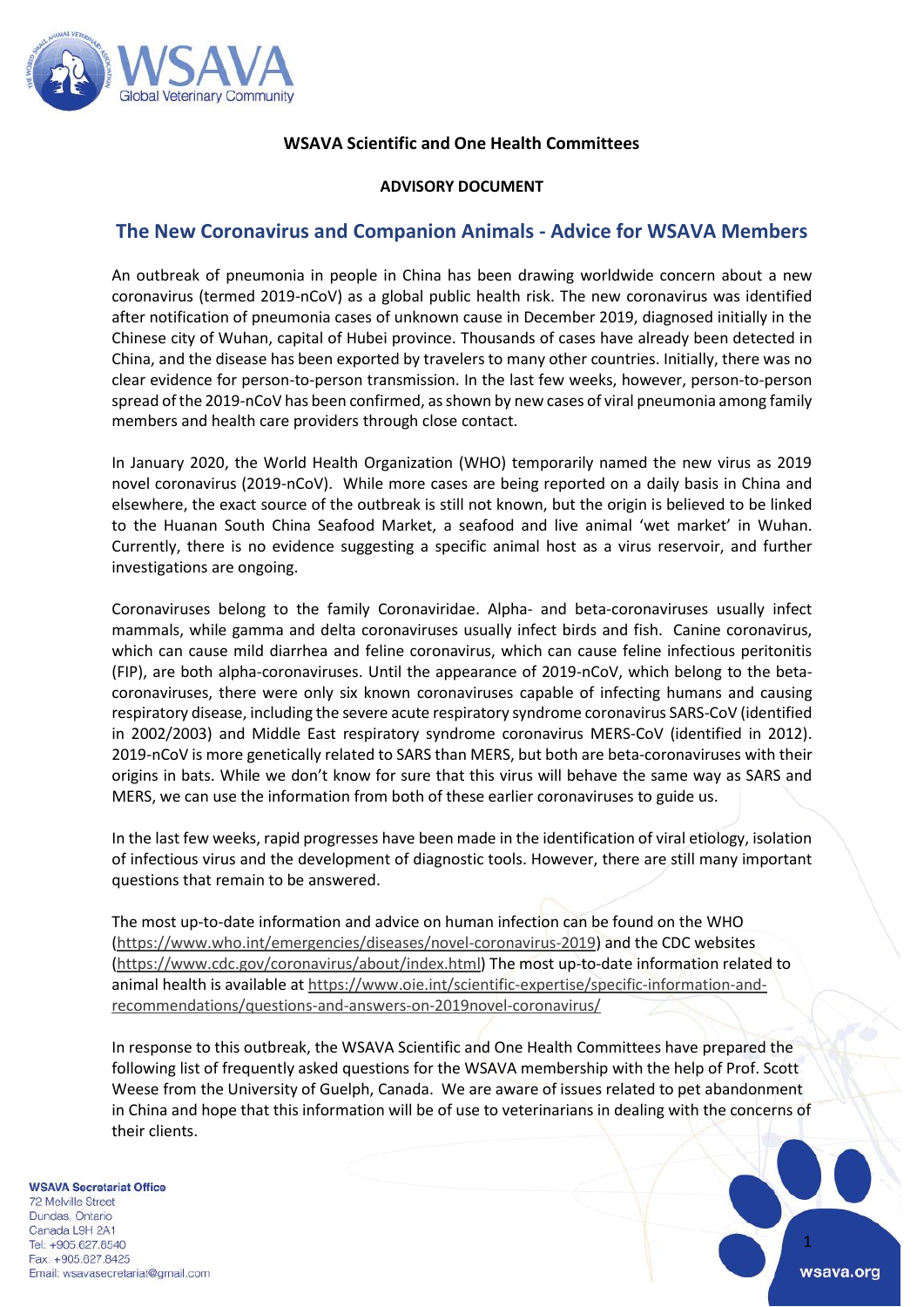**WSAVA Scientific and One Health Committees**

**ADVISORY DOCUMENT**

## The New Coronavirus and Companion Animals - Advice for WSAVA Members

An outbreak of pneumonia in people in China has been drawing worldwide concern about a new coronavirus (termed 2019-nCoV) as a global public health risk. The new coronavirus was identified after notification of pneumonia cases of unknown cause in December 2019, diagnosed initially in the Chinese city of Wuhan, capital of Hubei province. Thousands of cases have already been detected in China, and the disease has been exported by travelers to many other countries. Initially, there was no clear evidence for person-to-person transmission. In the last few weeks, however, person-to-person spread of the 2019-nCoV has been confirmed, as shown by new cases of viral pneumonia among family members and health care providers through close contact.

In January 2020, the World Health Organization (WHO) temporarily named the new virus as 2019 novel coronavirus (2019-nCoV). While more cases are being reported on a daily basis in China and elsewhere, the exact source of the outbreak is still not known, but the origin is believed to be linked to the Huanan South China Seafood Market, a seafood and live animal 'wet market' in Wuhan. Currently, there is no evidence suggesting a specific animal host as a virus reservoir, and further investigations are ongoing.

Coronaviruses belong to the family Coronaviridae. Alpha- and beta-coronaviruses usually infect mammals, while gamma and delta coronaviruses usually infect birds and fish. Canine coronavirus, which can cause mild diarrhea and feline coronavirus, which can cause feline infectious peritonitis (FIP), are both alpha-coronaviruses. Until the appearance of 2019-nCoV, which belong to the beta-coronaviruses, there were only six known coronaviruses capable of infecting humans and causing respiratory disease, including the severe acute respiratory syndrome coronavirus SARS-CoV (identified in 2002/2003) and Middle East respiratory syndrome coronavirus MERS-CoV (identified in 2012). 2019-nCoV is more genetically related to SARS than MERS, but both are beta-coronaviruses with their origins in bats. While we don't know for sure that this virus will behave the same way as SARS and MERS, we can use the information from both of these earlier coronaviruses to guide us.

In the last few weeks, rapid progresses have been made in the identification of viral etiology, isolation of infectious virus and the development of diagnostic tools. However, there are still many important questions that remain to be answered.

The most up-to-date information and advice on human infection can be found on the WHO (https://www.who.int/emergencies/diseases/novel-coronavirus-2019) and the CDC websites (https://www.cdc.gov/coronavirus/about/index.html) The most up-to-date information related to animal health is available at https://www.oie.int/scientific-expertise/specific-information-and-recommendations/questions-and-answers-on-2019novel-coronavirus/

In response to this outbreak, the WSAVA Scientific and One Health Committees have prepared the following list of frequently asked questions for the WSAVA membership with the help of Prof. Scott Weese from the University of Guelph, Canada. We are aware of issues related to pet abandonment in China and hope that this information will be of use to veterinarians in dealing with the concerns of their clients.

**WSAVA Secretariat Office**
72 Melville Street
Dundas, Ontario
Canada L9H 2A1
Tel: +905.627.8540
Fax: +905.627.8425
Email: wsavasecretariat@gmail.com

wsava.org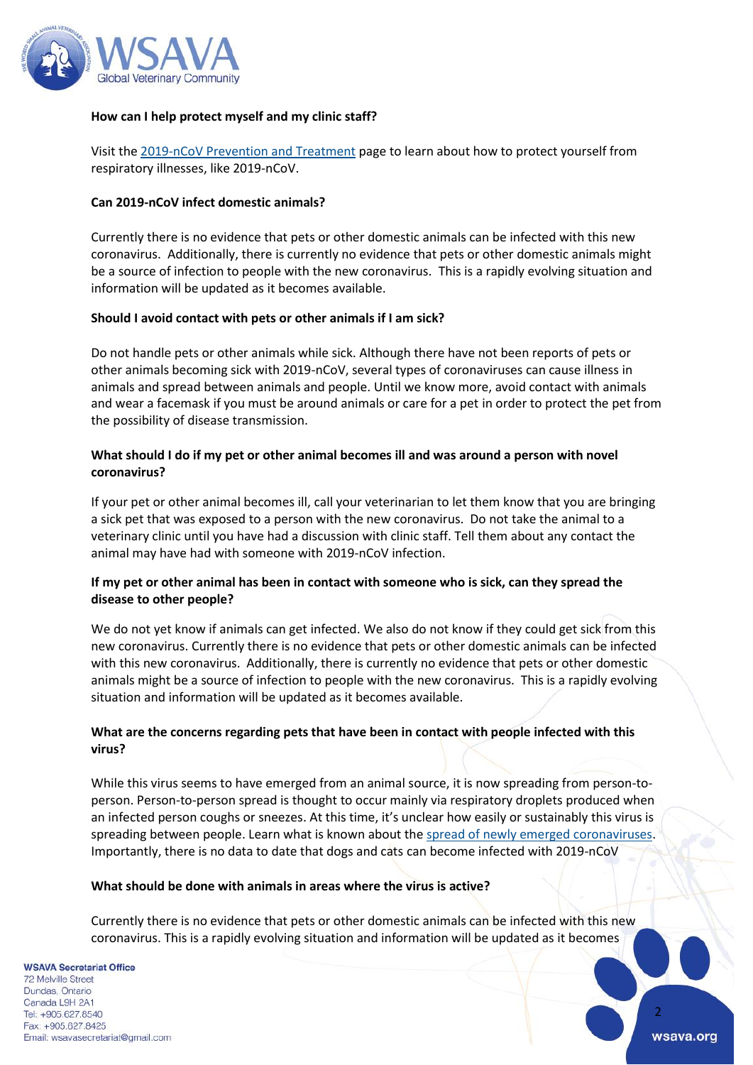**How can I help protect myself and my clinic staff?**

Visit the [2019-nCoV Prevention and Treatment]() page to learn about how to protect yourself from respiratory illnesses, like 2019-nCoV.

**Can 2019-nCoV infect domestic animals?**

Currently there is no evidence that pets or other domestic animals can be infected with this new coronavirus. Additionally, there is currently no evidence that pets or other domestic animals might be a source of infection to people with the new coronavirus. This is a rapidly evolving situation and information will be updated as it becomes available.

**Should I avoid contact with pets or other animals if I am sick?**

Do not handle pets or other animals while sick. Although there have not been reports of pets or other animals becoming sick with 2019-nCoV, several types of coronaviruses can cause illness in animals and spread between animals and people. Until we know more, avoid contact with animals and wear a facemask if you must be around animals or care for a pet in order to protect the pet from the possibility of disease transmission.

**What should I do if my pet or other animal becomes ill and was around a person with novel coronavirus?**

If your pet or other animal becomes ill, call your veterinarian to let them know that you are bringing a sick pet that was exposed to a person with the new coronavirus. Do not take the animal to a veterinary clinic until you have had a discussion with clinic staff. Tell them about any contact the animal may have had with someone with 2019-nCoV infection.

**If my pet or other animal has been in contact with someone who is sick, can they spread the disease to other people?**

We do not yet know if animals can get infected. We also do not know if they could get sick from this new coronavirus. Currently there is no evidence that pets or other domestic animals can be infected with this new coronavirus. Additionally, there is currently no evidence that pets or other domestic animals might be a source of infection to people with the new coronavirus. This is a rapidly evolving situation and information will be updated as it becomes available.

**What are the concerns regarding pets that have been in contact with people infected with this virus?**

While this virus seems to have emerged from an animal source, it is now spreading from person-to-person. Person-to-person spread is thought to occur mainly via respiratory droplets produced when an infected person coughs or sneezes. At this time, it's unclear how easily or sustainably this virus is spreading between people. Learn what is known about the [spread of newly emerged coronaviruses](). Importantly, there is no data to date that dogs and cats can become infected with 2019-nCoV

**What should be done with animals in areas where the virus is active?**

Currently there is no evidence that pets or other domestic animals can be infected with this new coronavirus. This is a rapidly evolving situation and information will be updated as it becomes

**WSAVA Secretariat Office**
72 Melville Street
Dundas, Ontario
Canada L9H 2A1
Tel: +905.627.8540
Fax: +905.627.8425
Email: wsavasecretariat@gmail.com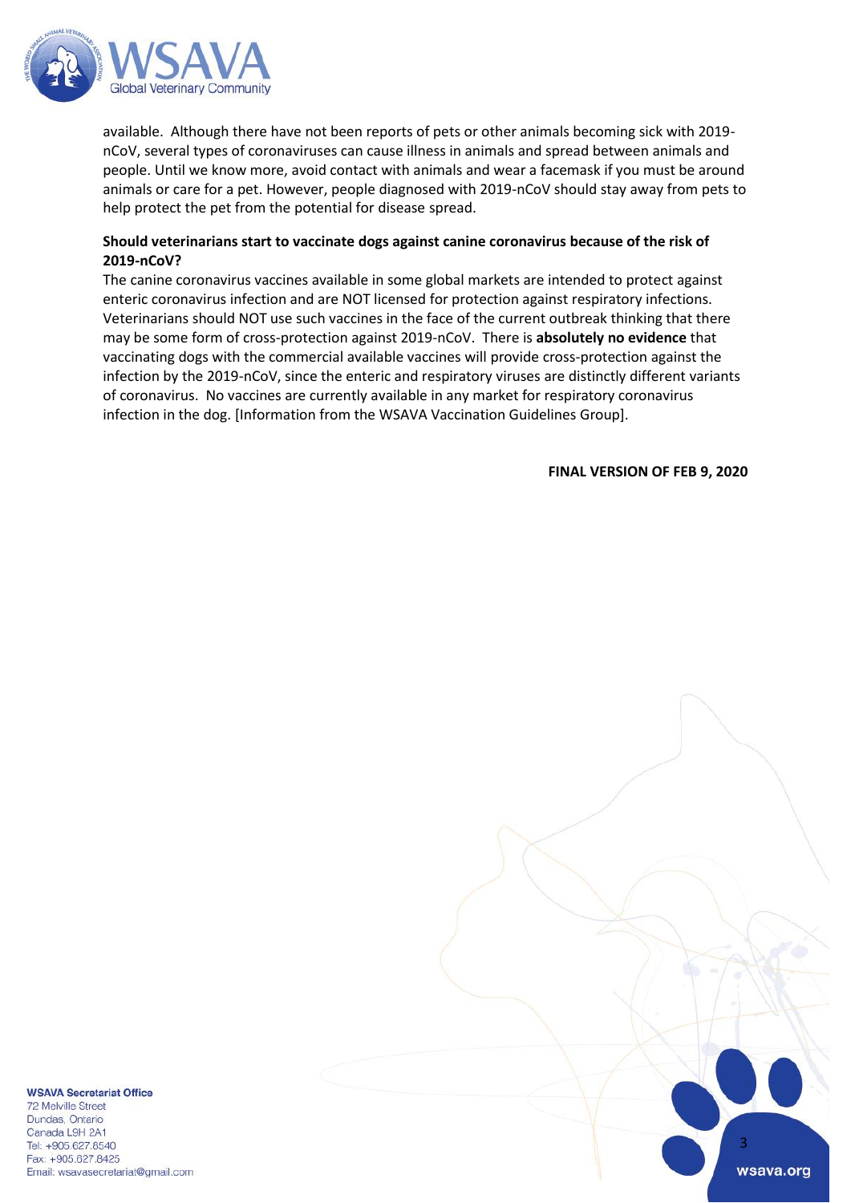available. Although there have not been reports of pets or other animals becoming sick with 2019-nCoV, several types of coronaviruses can cause illness in animals and spread between animals and people. Until we know more, avoid contact with animals and wear a facemask if you must be around animals or care for a pet. However, people diagnosed with 2019-nCoV should stay away from pets to help protect the pet from the potential for disease spread.

**Should veterinarians start to vaccinate dogs against canine coronavirus because of the risk of 2019-nCoV?**

The canine coronavirus vaccines available in some global markets are intended to protect against enteric coronavirus infection and are NOT licensed for protection against respiratory infections. Veterinarians should NOT use such vaccines in the face of the current outbreak thinking that there may be some form of cross-protection against 2019-nCoV. There is **absolutely no evidence** that vaccinating dogs with the commercial available vaccines will provide cross-protection against the infection by the 2019-nCoV, since the enteric and respiratory viruses are distinctly different variants of coronavirus. No vaccines are currently available in any market for respiratory coronavirus infection in the dog. [Information from the WSAVA Vaccination Guidelines Group].

**FINAL VERSION OF FEB 9, 2020**